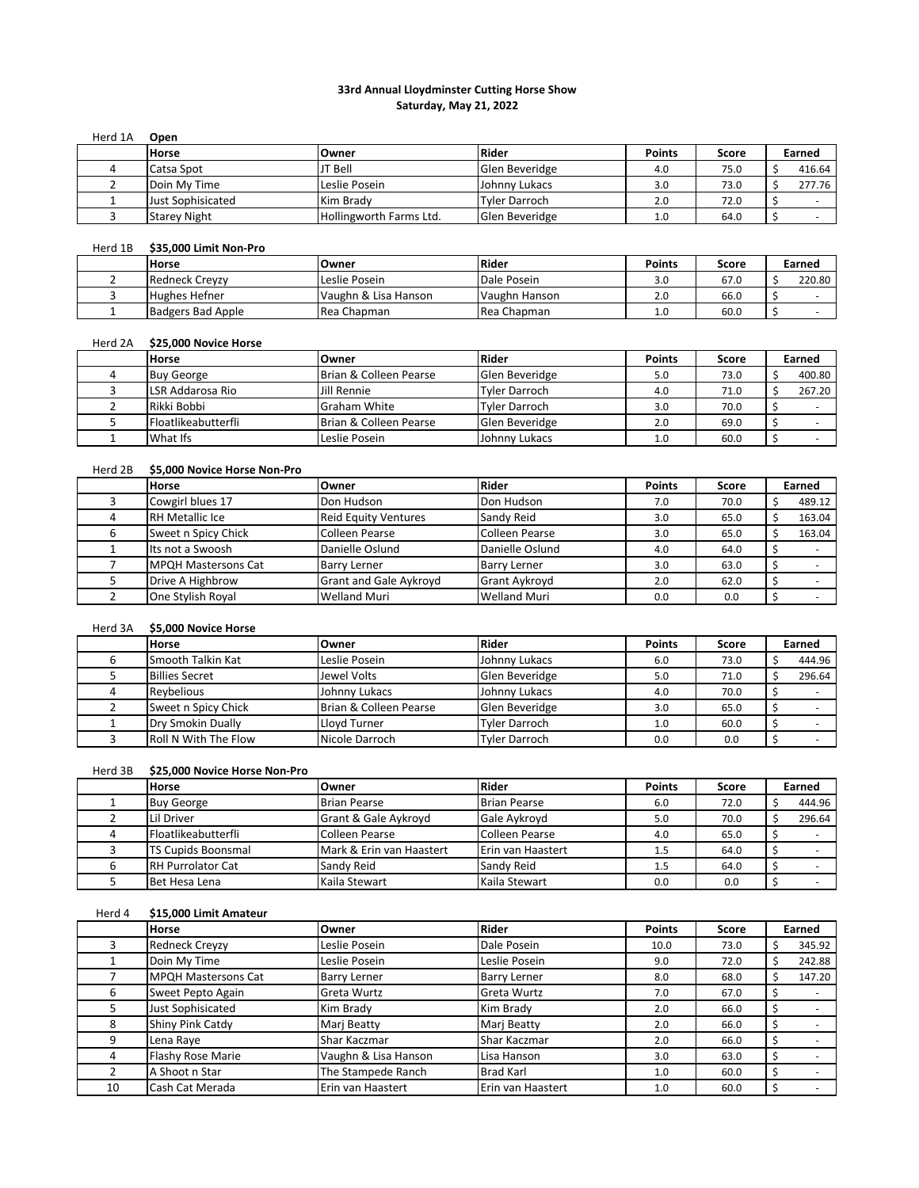# 33rd Annual Lloydminster Cutting Horse Show
## Saturday, May 21, 2022

### Herd 1A Open

| | Horse | Owner | Rider | Points | Score | Earned |
|---|---|---|---|---|---|---|
| 4 | Catsa Spot | JT Bell | Glen Beveridge | 4.0 | 75.0 | $ 416.64 |
| 2 | Doin My Time | Leslie Posein | Johnny Lukacs | 3.0 | 73.0 | $ 277.76 |
| 1 | Just Sophisicated | Kim Brady | Tyler Darroch | 2.0 | 72.0 | $ - |
| 3 | Starey Night | Hollingworth Farms Ltd. | Glen Beveridge | 1.0 | 64.0 | $ - |

### Herd 1B $35,000 Limit Non-Pro

| | Horse | Owner | Rider | Points | Score | Earned |
|---|---|---|---|---|---|---|
| 2 | Redneck Creyzy | Leslie Posein | Dale Posein | 3.0 | 67.0 | $ 220.80 |
| 3 | Hughes Hefner | Vaughn & Lisa Hanson | Vaughn Hanson | 2.0 | 66.0 | $ - |
| 1 | Badgers Bad Apple | Rea Chapman | Rea Chapman | 1.0 | 60.0 | $ - |

### Herd 2A $25,000 Novice Horse

| | Horse | Owner | Rider | Points | Score | Earned |
|---|---|---|---|---|---|---|
| 4 | Buy George | Brian & Colleen Pearse | Glen Beveridge | 5.0 | 73.0 | $ 400.80 |
| 3 | LSR Addarosa Rio | Jill Rennie | Tyler Darroch | 4.0 | 71.0 | $ 267.20 |
| 2 | Rikki Bobbi | Graham White | Tyler Darroch | 3.0 | 70.0 | $ - |
| 5 | Floatlikeabutterfli | Brian & Colleen Pearse | Glen Beveridge | 2.0 | 69.0 | $ - |
| 1 | What Ifs | Leslie Posein | Johnny Lukacs | 1.0 | 60.0 | $ - |

### Herd 2B $5,000 Novice Horse Non-Pro

| | Horse | Owner | Rider | Points | Score | Earned |
|---|---|---|---|---|---|---|
| 3 | Cowgirl blues 17 | Don Hudson | Don Hudson | 7.0 | 70.0 | $ 489.12 |
| 4 | RH Metallic Ice | Reid Equity Ventures | Sandy Reid | 3.0 | 65.0 | $ 163.04 |
| 6 | Sweet n Spicy Chick | Colleen Pearse | Colleen Pearse | 3.0 | 65.0 | $ 163.04 |
| 1 | Its not a Swoosh | Danielle Oslund | Danielle Oslund | 4.0 | 64.0 | $ - |
| 7 | MPQH Mastersons Cat | Barry Lerner | Barry Lerner | 3.0 | 63.0 | $ - |
| 5 | Drive A Highbrow | Grant and Gale Aykroyd | Grant Aykroyd | 2.0 | 62.0 | $ - |
| 2 | One Stylish Royal | Welland Muri | Welland Muri | 0.0 | 0.0 | $ - |

### Herd 3A $5,000 Novice Horse

| | Horse | Owner | Rider | Points | Score | Earned |
|---|---|---|---|---|---|---|
| 6 | Smooth Talkin Kat | Leslie Posein | Johnny Lukacs | 6.0 | 73.0 | $ 444.96 |
| 5 | Billies Secret | Jewel Volts | Glen Beveridge | 5.0 | 71.0 | $ 296.64 |
| 4 | Reybelious | Johnny Lukacs | Johnny Lukacs | 4.0 | 70.0 | $ - |
| 2 | Sweet n Spicy Chick | Brian & Colleen Pearse | Glen Beveridge | 3.0 | 65.0 | $ - |
| 1 | Dry Smokin Dually | Lloyd Turner | Tyler Darroch | 1.0 | 60.0 | $ - |
| 3 | Roll N With The Flow | Nicole Darroch | Tyler Darroch | 0.0 | 0.0 | $ - |

### Herd 3B $25,000 Novice Horse Non-Pro

| | Horse | Owner | Rider | Points | Score | Earned |
|---|---|---|---|---|---|---|
| 1 | Buy George | Brian Pearse | Brian Pearse | 6.0 | 72.0 | $ 444.96 |
| 2 | Lil Driver | Grant & Gale Aykroyd | Gale Aykroyd | 5.0 | 70.0 | $ 296.64 |
| 4 | Floatlikeabutterfli | Colleen Pearse | Colleen Pearse | 4.0 | 65.0 | $ - |
| 3 | TS Cupids Boonsmal | Mark & Erin van Haastert | Erin van Haastert | 1.5 | 64.0 | $ - |
| 6 | RH Purrolator Cat | Sandy Reid | Sandy Reid | 1.5 | 64.0 | $ - |
| 5 | Bet Hesa Lena | Kaila Stewart | Kaila Stewart | 0.0 | 0.0 | $ - |

### Herd 4 $15,000 Limit Amateur

| | Horse | Owner | Rider | Points | Score | Earned |
|---|---|---|---|---|---|---|
| 3 | Redneck Creyzy | Leslie Posein | Dale Posein | 10.0 | 73.0 | $ 345.92 |
| 1 | Doin My Time | Leslie Posein | Leslie Posein | 9.0 | 72.0 | $ 242.88 |
| 7 | MPQH Mastersons Cat | Barry Lerner | Barry Lerner | 8.0 | 68.0 | $ 147.20 |
| 6 | Sweet Pepto Again | Greta Wurtz | Greta Wurtz | 7.0 | 67.0 | $ - |
| 5 | Just Sophisicated | Kim Brady | Kim Brady | 2.0 | 66.0 | $ - |
| 8 | Shiny Pink Catdy | Marj Beatty | Marj Beatty | 2.0 | 66.0 | $ - |
| 9 | Lena Raye | Shar Kaczmar | Shar Kaczmar | 2.0 | 66.0 | $ - |
| 4 | Flashy Rose Marie | Vaughn & Lisa Hanson | Lisa Hanson | 3.0 | 63.0 | $ - |
| 2 | A Shoot n Star | The Stampede Ranch | Brad Karl | 1.0 | 60.0 | $ - |
| 10 | Cash Cat Merada | Erin van Haastert | Erin van Haastert | 1.0 | 60.0 | $ - |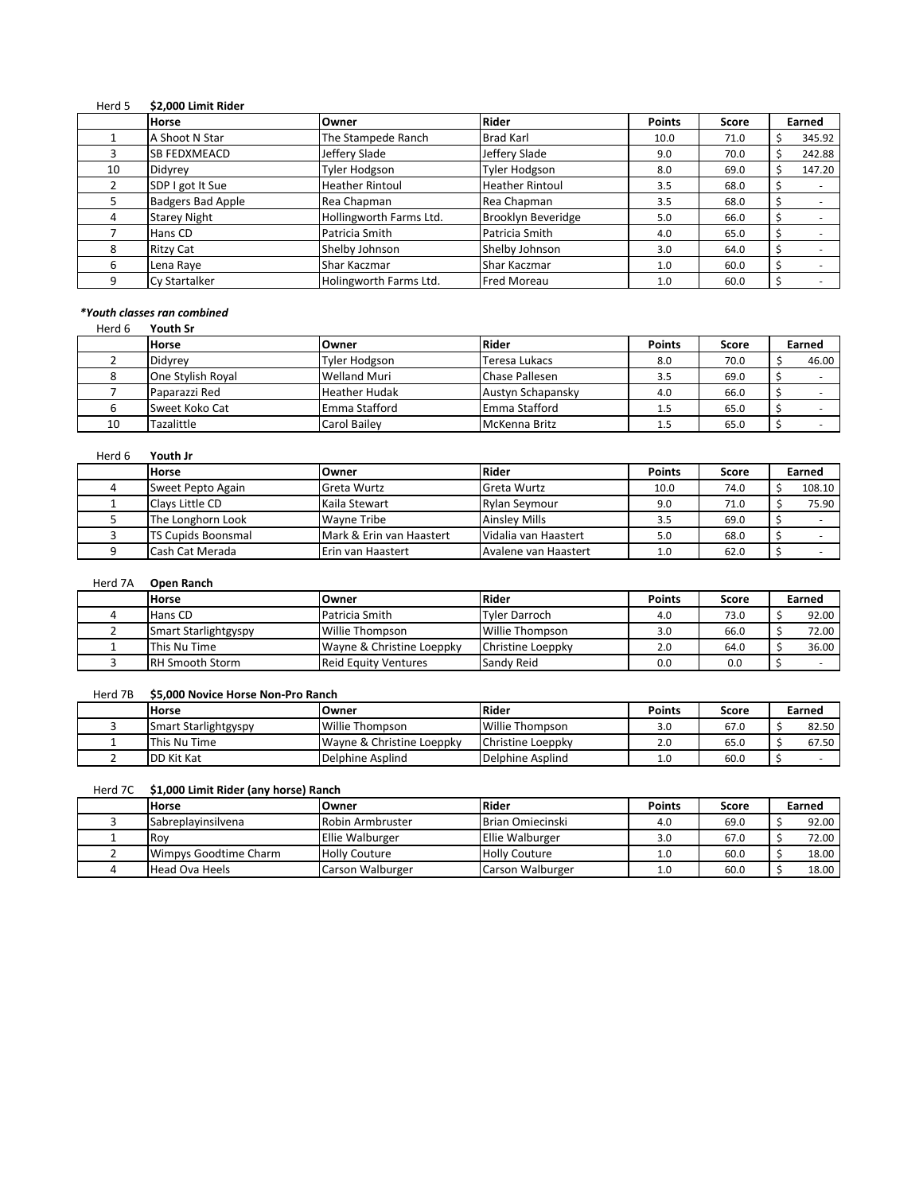Herd 5 **$2,000 Limit Rider**

| | Horse | Owner | Rider | Points | Score | Earned |
|---|---|---|---|---|---|---|
| 1 | A Shoot N Star | The Stampede Ranch | Brad Karl | 10.0 | 71.0 | $ 345.92 |
| 3 | SB FEDXMEACD | Jeffery Slade | Jeffery Slade | 9.0 | 70.0 | $ 242.88 |
| 10 | Didyrey | Tyler Hodgson | Tyler Hodgson | 8.0 | 69.0 | $ 147.20 |
| 2 | SDP I got It Sue | Heather Rintoul | Heather Rintoul | 3.5 | 68.0 | $ - |
| 5 | Badgers Bad Apple | Rea Chapman | Rea Chapman | 3.5 | 68.0 | $ - |
| 4 | Starey Night | Hollingworth Farms Ltd. | Brooklyn Beveridge | 5.0 | 66.0 | $ - |
| 7 | Hans CD | Patricia Smith | Patricia Smith | 4.0 | 65.0 | $ - |
| 8 | Ritzy Cat | Shelby Johnson | Shelby Johnson | 3.0 | 64.0 | $ - |
| 6 | Lena Raye | Shar Kaczmar | Shar Kaczmar | 1.0 | 60.0 | $ - |
| 9 | Cy Startalker | Holingworth Farms Ltd. | Fred Moreau | 1.0 | 60.0 | $ - |

***Youth classes ran combined***

Herd 6 **Youth Sr**

| | Horse | Owner | Rider | Points | Score | Earned |
|---|---|---|---|---|---|---|
| 2 | Didyrey | Tyler Hodgson | Teresa Lukacs | 8.0 | 70.0 | $ 46.00 |
| 8 | One Stylish Royal | Welland Muri | Chase Pallesen | 3.5 | 69.0 | $ - |
| 7 | Paparazzi Red | Heather Hudak | Austyn Schapansky | 4.0 | 66.0 | $ - |
| 6 | Sweet Koko Cat | Emma Stafford | Emma Stafford | 1.5 | 65.0 | $ - |
| 10 | Tazalittle | Carol Bailey | McKenna Britz | 1.5 | 65.0 | $ - |

Herd 6 **Youth Jr**

| | Horse | Owner | Rider | Points | Score | Earned |
|---|---|---|---|---|---|---|
| 4 | Sweet Pepto Again | Greta Wurtz | Greta Wurtz | 10.0 | 74.0 | $ 108.10 |
| 1 | Clays Little CD | Kaila Stewart | Rylan Seymour | 9.0 | 71.0 | $ 75.90 |
| 5 | The Longhorn Look | Wayne Tribe | Ainsley Mills | 3.5 | 69.0 | $ - |
| 3 | TS Cupids Boonsmal | Mark & Erin van Haastert | Vidalia van Haastert | 5.0 | 68.0 | $ - |
| 9 | Cash Cat Merada | Erin van Haastert | Avalene van Haastert | 1.0 | 62.0 | $ - |

Herd 7A **Open Ranch**

| | Horse | Owner | Rider | Points | Score | Earned |
|---|---|---|---|---|---|---|
| 4 | Hans CD | Patricia Smith | Tyler Darroch | 4.0 | 73.0 | $ 92.00 |
| 2 | Smart Starlightgyspy | Willie Thompson | Willie Thompson | 3.0 | 66.0 | $ 72.00 |
| 1 | This Nu Time | Wayne & Christine Loeppky | Christine Loeppky | 2.0 | 64.0 | $ 36.00 |
| 3 | RH Smooth Storm | Reid Equity Ventures | Sandy Reid | 0.0 | 0.0 | $ - |

Herd 7B **$5,000 Novice Horse Non-Pro Ranch**

| | Horse | Owner | Rider | Points | Score | Earned |
|---|---|---|---|---|---|---|
| 3 | Smart Starlightgyspy | Willie Thompson | Willie Thompson | 3.0 | 67.0 | $ 82.50 |
| 1 | This Nu Time | Wayne & Christine Loeppky | Christine Loeppky | 2.0 | 65.0 | $ 67.50 |
| 2 | DD Kit Kat | Delphine Asplind | Delphine Asplind | 1.0 | 60.0 | $ - |

Herd 7C **$1,000 Limit Rider (any horse) Ranch**

| | Horse | Owner | Rider | Points | Score | Earned |
|---|---|---|---|---|---|---|
| 3 | Sabreplayinsilvena | Robin Armbruster | Brian Omiecinski | 4.0 | 69.0 | $ 92.00 |
| 1 | Roy | Ellie Walburger | Ellie Walburger | 3.0 | 67.0 | $ 72.00 |
| 2 | Wimpys Goodtime Charm | Holly Couture | Holly Couture | 1.0 | 60.0 | $ 18.00 |
| 4 | Head Ova Heels | Carson Walburger | Carson Walburger | 1.0 | 60.0 | $ 18.00 |